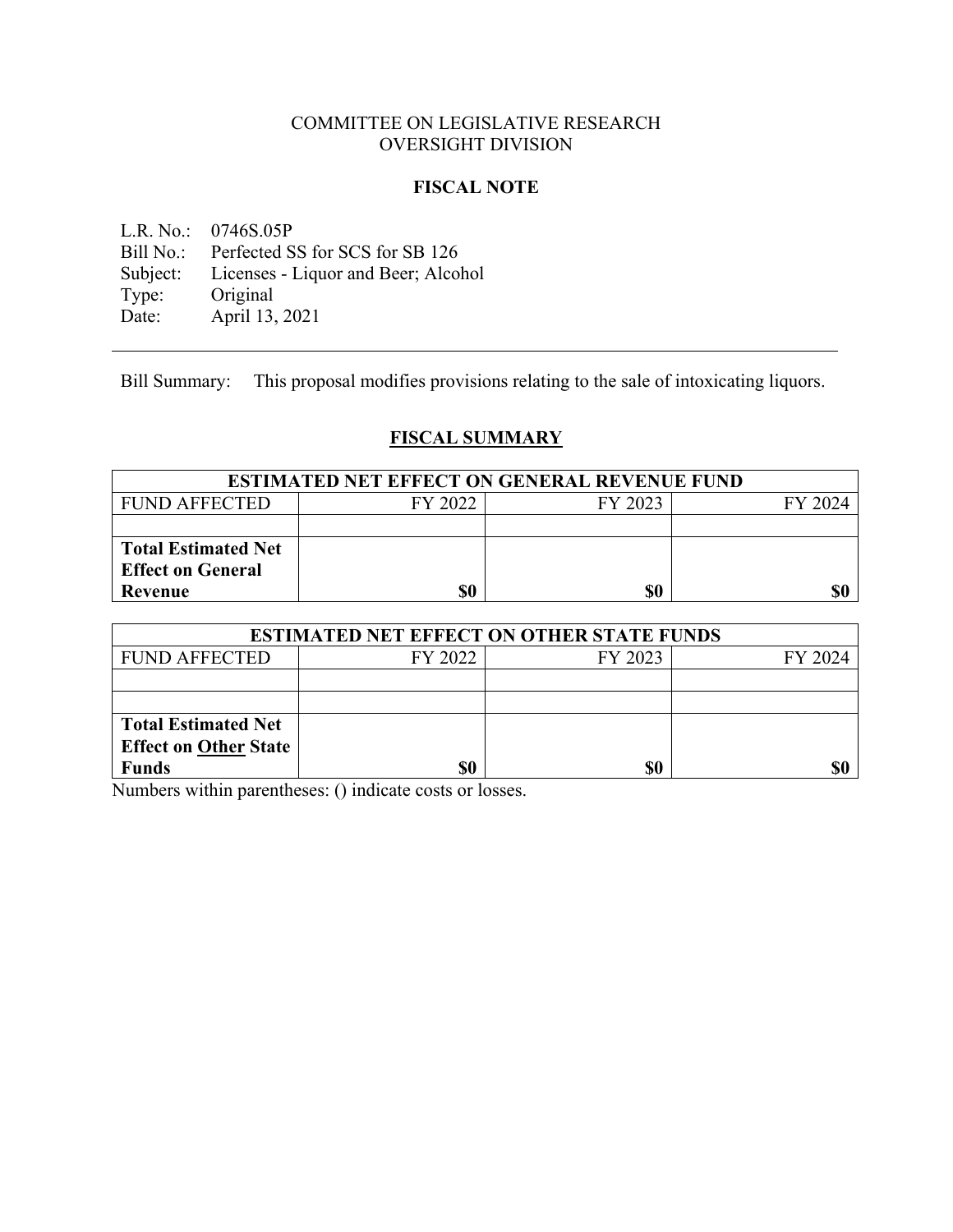COMMITTEE ON LEGISLATIVE RESEARCH
OVERSIGHT DIVISION

**FISCAL NOTE**

L.R. No.: 0746S.05P
Bill No.: Perfected SS for SCS for SB 126
Subject: Licenses - Liquor and Beer; Alcohol
Type: Original
Date: April 13, 2021

---

Bill Summary: This proposal modifies provisions relating to the sale of intoxicating liquors.

## FISCAL SUMMARY

| ESTIMATED NET EFFECT ON GENERAL REVENUE FUND | | | |
|---|---|---|---|
| FUND AFFECTED | FY 2022 | FY 2023 | FY 2024 |
| | | | |
| **Total Estimated Net Effect on General Revenue** | **$0** | **$0** | **$0** |

| ESTIMATED NET EFFECT ON OTHER STATE FUNDS | | | |
|---|---|---|---|
| FUND AFFECTED | FY 2022 | FY 2023 | FY 2024 |
| | | | |
| | | | |
| **Total Estimated Net Effect on Other State Funds** | **$0** | **$0** | **$0** |

Numbers within parentheses: () indicate costs or losses.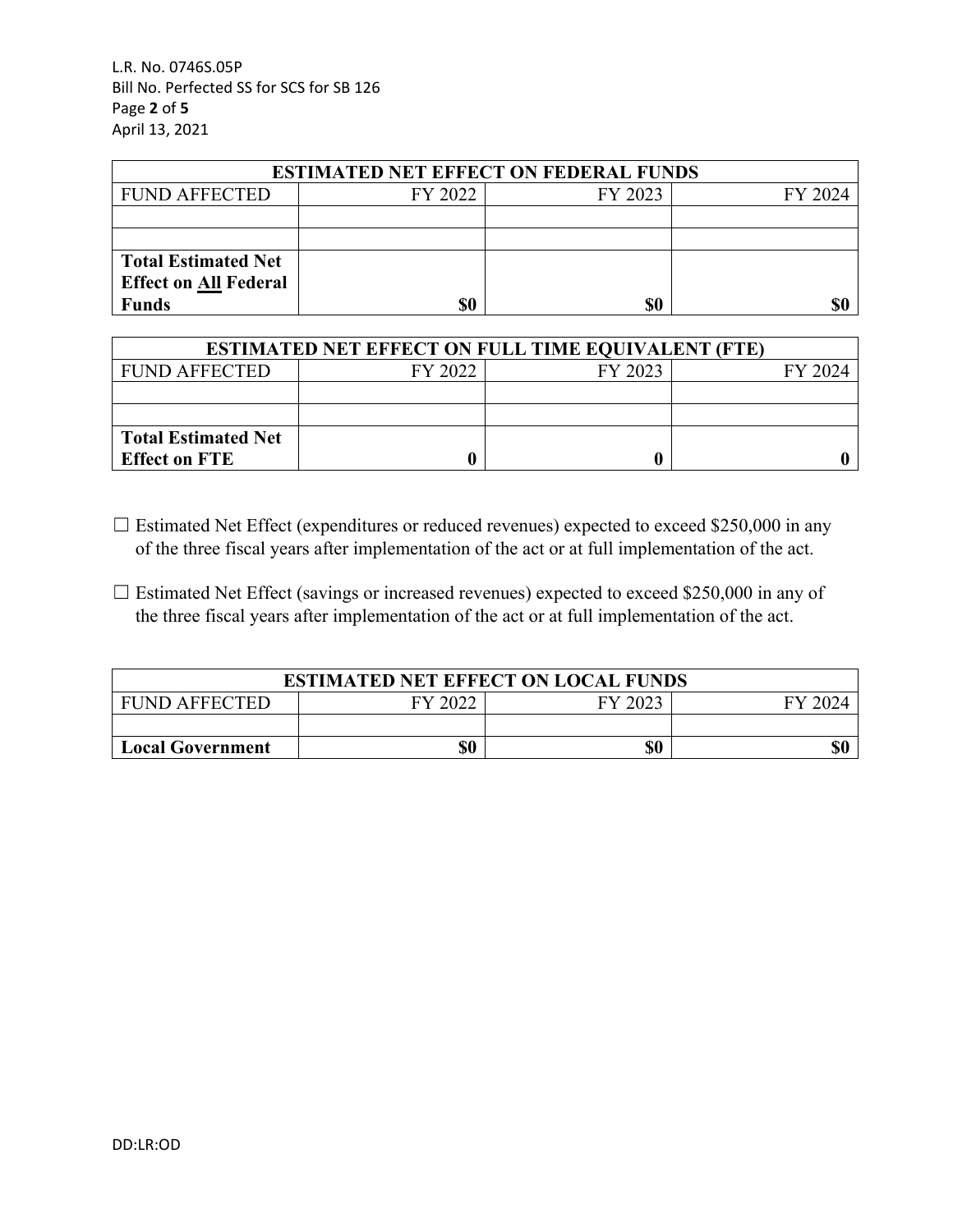| ESTIMATED NET EFFECT ON FEDERAL FUNDS | | | |
|---|---|---|---|
| FUND AFFECTED | FY 2022 | FY 2023 | FY 2024 |
| | | | |
| | | | |
| **Total Estimated Net Effect on All Federal Funds** | **$0** | **$0** | **$0** |

| ESTIMATED NET EFFECT ON FULL TIME EQUIVALENT (FTE) | | | |
|---|---|---|---|
| FUND AFFECTED | FY 2022 | FY 2023 | FY 2024 |
| | | | |
| | | | |
| **Total Estimated Net Effect on FTE** | **0** | **0** | **0** |

☐ Estimated Net Effect (expenditures or reduced revenues) expected to exceed $250,000 in any of the three fiscal years after implementation of the act or at full implementation of the act.

☐ Estimated Net Effect (savings or increased revenues) expected to exceed $250,000 in any of the three fiscal years after implementation of the act or at full implementation of the act.

| ESTIMATED NET EFFECT ON LOCAL FUNDS | | | |
|---|---|---|---|
| FUND AFFECTED | FY 2022 | FY 2023 | FY 2024 |
| | | | |
| **Local Government** | **$0** | **$0** | **$0** |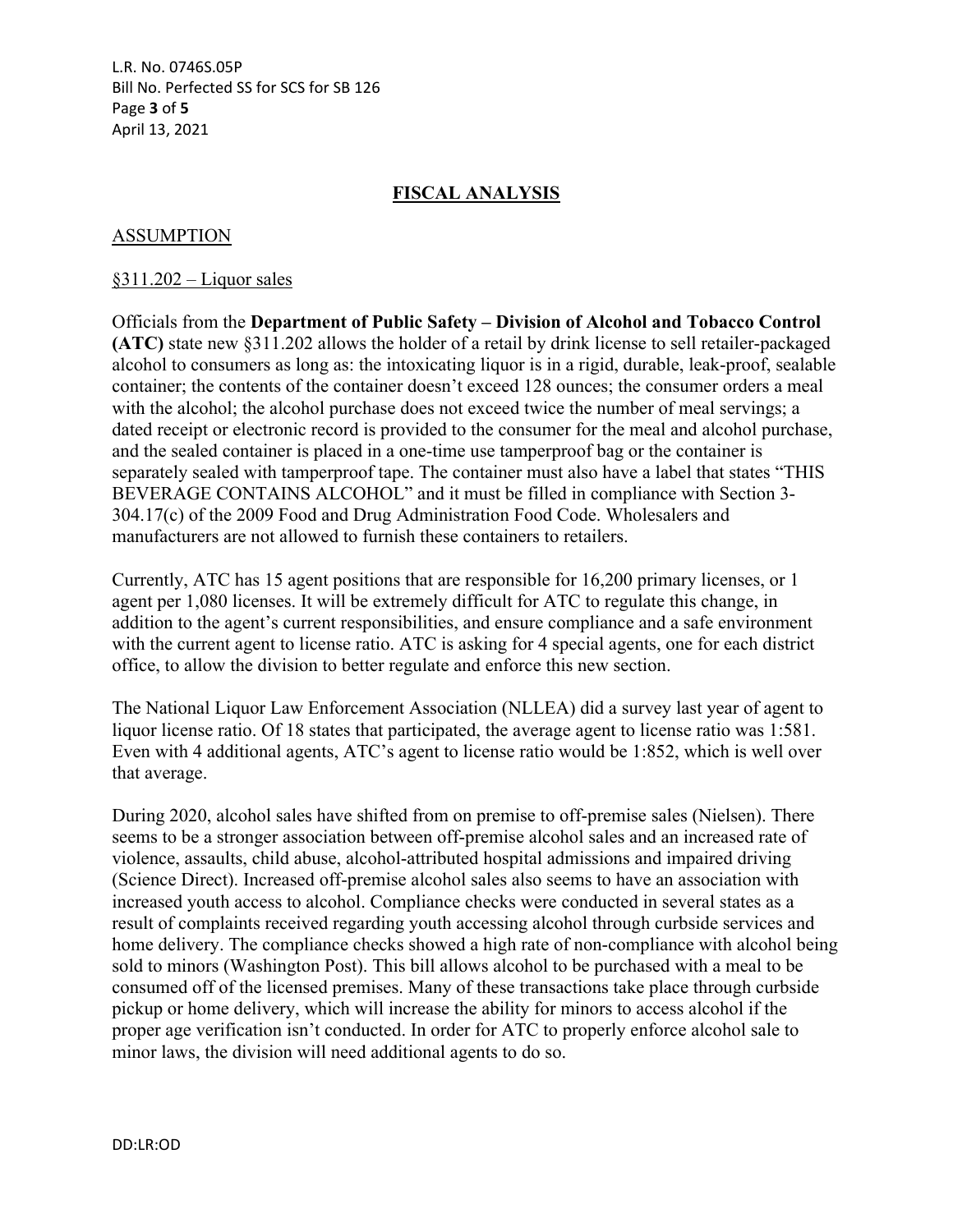## FISCAL ANALYSIS

### ASSUMPTION

§311.202 – Liquor sales

Officials from the **Department of Public Safety – Division of Alcohol and Tobacco Control (ATC)** state new §311.202 allows the holder of a retail by drink license to sell retailer-packaged alcohol to consumers as long as: the intoxicating liquor is in a rigid, durable, leak-proof, sealable container; the contents of the container doesn't exceed 128 ounces; the consumer orders a meal with the alcohol; the alcohol purchase does not exceed twice the number of meal servings; a dated receipt or electronic record is provided to the consumer for the meal and alcohol purchase, and the sealed container is placed in a one-time use tamperproof bag or the container is separately sealed with tamperproof tape. The container must also have a label that states "THIS BEVERAGE CONTAINS ALCOHOL" and it must be filled in compliance with Section 3-304.17(c) of the 2009 Food and Drug Administration Food Code. Wholesalers and manufacturers are not allowed to furnish these containers to retailers.

Currently, ATC has 15 agent positions that are responsible for 16,200 primary licenses, or 1 agent per 1,080 licenses. It will be extremely difficult for ATC to regulate this change, in addition to the agent's current responsibilities, and ensure compliance and a safe environment with the current agent to license ratio. ATC is asking for 4 special agents, one for each district office, to allow the division to better regulate and enforce this new section.

The National Liquor Law Enforcement Association (NLLEA) did a survey last year of agent to liquor license ratio. Of 18 states that participated, the average agent to license ratio was 1:581. Even with 4 additional agents, ATC's agent to license ratio would be 1:852, which is well over that average.

During 2020, alcohol sales have shifted from on premise to off-premise sales (Nielsen). There seems to be a stronger association between off-premise alcohol sales and an increased rate of violence, assaults, child abuse, alcohol-attributed hospital admissions and impaired driving (Science Direct). Increased off-premise alcohol sales also seems to have an association with increased youth access to alcohol. Compliance checks were conducted in several states as a result of complaints received regarding youth accessing alcohol through curbside services and home delivery. The compliance checks showed a high rate of non-compliance with alcohol being sold to minors (Washington Post). This bill allows alcohol to be purchased with a meal to be consumed off of the licensed premises. Many of these transactions take place through curbside pickup or home delivery, which will increase the ability for minors to access alcohol if the proper age verification isn't conducted. In order for ATC to properly enforce alcohol sale to minor laws, the division will need additional agents to do so.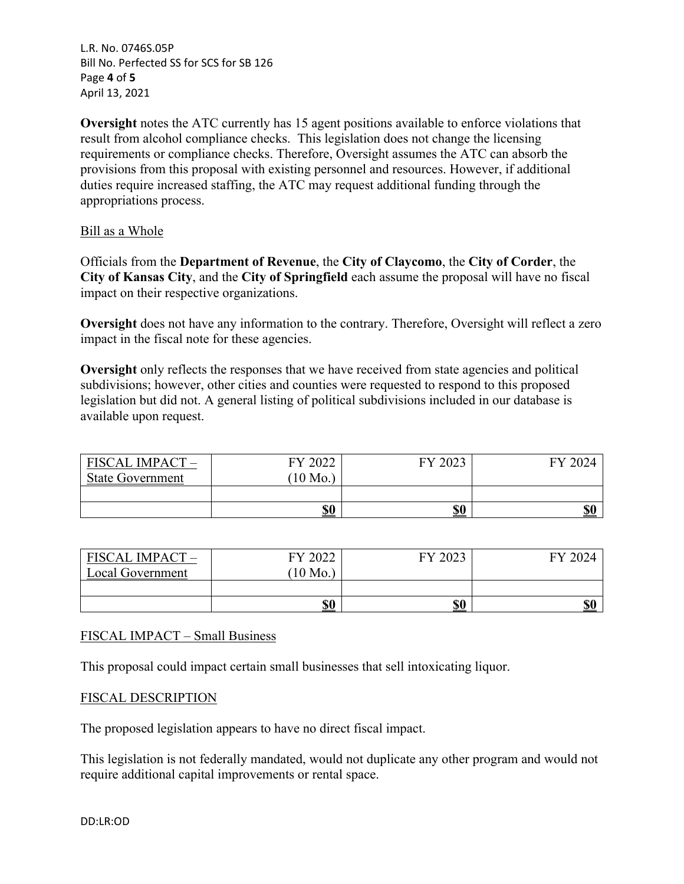**Oversight** notes the ATC currently has 15 agent positions available to enforce violations that result from alcohol compliance checks. This legislation does not change the licensing requirements or compliance checks. Therefore, Oversight assumes the ATC can absorb the provisions from this proposal with existing personnel and resources. However, if additional duties require increased staffing, the ATC may request additional funding through the appropriations process.

Bill as a Whole

Officials from the **Department of Revenue**, the **City of Claycomo**, the **City of Corder**, the **City of Kansas City**, and the **City of Springfield** each assume the proposal will have no fiscal impact on their respective organizations.

**Oversight** does not have any information to the contrary. Therefore, Oversight will reflect a zero impact in the fiscal note for these agencies.

**Oversight** only reflects the responses that we have received from state agencies and political subdivisions; however, other cities and counties were requested to respond to this proposed legislation but did not. A general listing of political subdivisions included in our database is available upon request.

| FISCAL IMPACT – State Government | FY 2022 (10 Mo.) | FY 2023 | FY 2024 |
|---|---|---|---|
| | | | |
| | **$0** | **$0** | **$0** |

| FISCAL IMPACT – Local Government | FY 2022 (10 Mo.) | FY 2023 | FY 2024 |
|---|---|---|---|
| | | | |
| | **$0** | **$0** | **$0** |

FISCAL IMPACT – Small Business

This proposal could impact certain small businesses that sell intoxicating liquor.

FISCAL DESCRIPTION

The proposed legislation appears to have no direct fiscal impact.

This legislation is not federally mandated, would not duplicate any other program and would not require additional capital improvements or rental space.

DD:LR:OD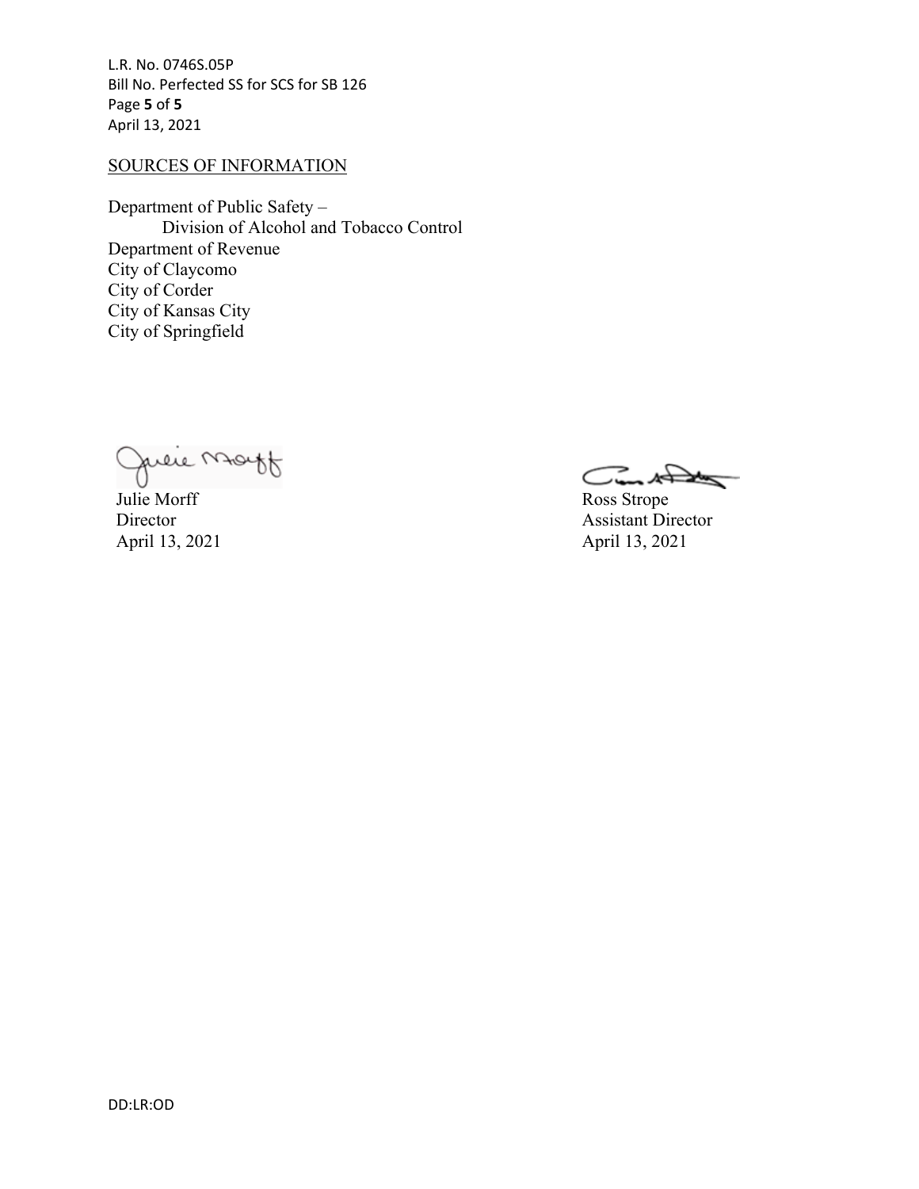SOURCES OF INFORMATION

Department of Public Safety –
    Division of Alcohol and Tobacco Control
Department of Revenue
City of Claycomo
City of Corder
City of Kansas City
City of Springfield

| | |
|---|---|
| Julie Morff | Ross Strope |
| Director | Assistant Director |
| April 13, 2021 | April 13, 2021 |

DD:LR:OD